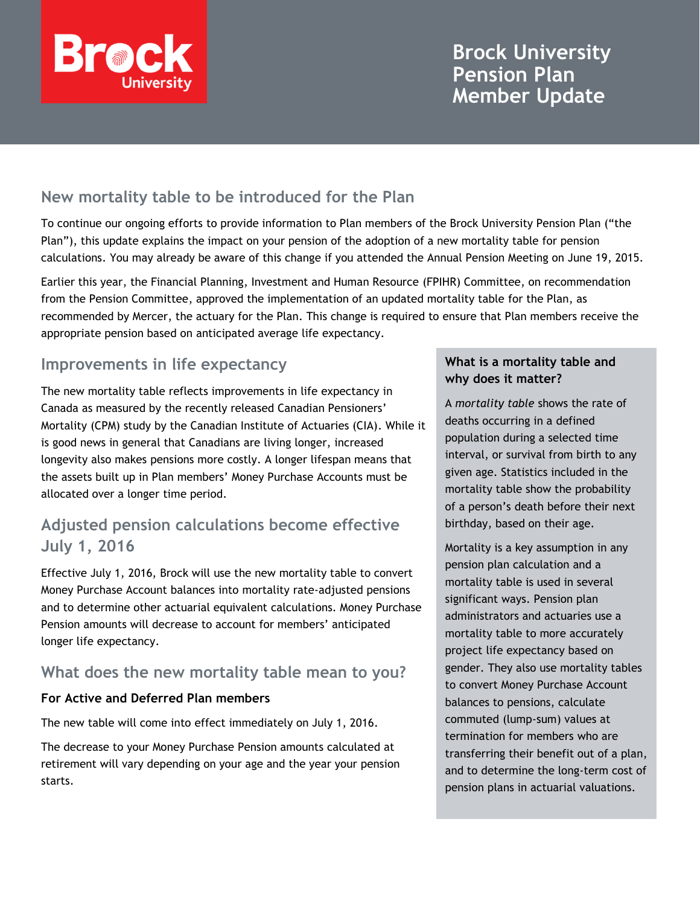# Brock University Pension Plan Member Update

## New mortality table to be introduced for the Plan

To continue our ongoing efforts to provide information to Plan members of the Brock University Pension Plan ("the Plan"), this update explains the impact on your pension of the adoption of a new mortality table for pension calculations. You may already be aware of this change if you attended the Annual Pension Meeting on June 19, 2015.

Earlier this year, the Financial Planning, Investment and Human Resource (FPIHR) Committee, on recommendation from the Pension Committee, approved the implementation of an updated mortality table for the Plan, as recommended by Mercer, the actuary for the Plan. This change is required to ensure that Plan members receive the appropriate pension based on anticipated average life expectancy.

## Improvements in life expectancy

The new mortality table reflects improvements in life expectancy in Canada as measured by the recently released Canadian Pensioners' Mortality (CPM) study by the Canadian Institute of Actuaries (CIA). While it is good news in general that Canadians are living longer, increased longevity also makes pensions more costly. A longer lifespan means that the assets built up in Plan members' Money Purchase Accounts must be allocated over a longer time period.

## Adjusted pension calculations become effective July 1, 2016

Effective July 1, 2016, Brock will use the new mortality table to convert Money Purchase Account balances into mortality rate-adjusted pensions and to determine other actuarial equivalent calculations. Money Purchase Pension amounts will decrease to account for members' anticipated longer life expectancy.

## What does the new mortality table mean to you?

**For Active and Deferred Plan members**

The new table will come into effect immediately on July 1, 2016.

The decrease to your Money Purchase Pension amounts calculated at retirement will vary depending on your age and the year your pension starts.

### What is a mortality table and why does it matter?

A *mortality table* shows the rate of deaths occurring in a defined population during a selected time interval, or survival from birth to any given age. Statistics included in the mortality table show the probability of a person's death before their next birthday, based on their age.

Mortality is a key assumption in any pension plan calculation and a mortality table is used in several significant ways. Pension plan administrators and actuaries use a mortality table to more accurately project life expectancy based on gender. They also use mortality tables to convert Money Purchase Account balances to pensions, calculate commuted (lump-sum) values at termination for members who are transferring their benefit out of a plan, and to determine the long-term cost of pension plans in actuarial valuations.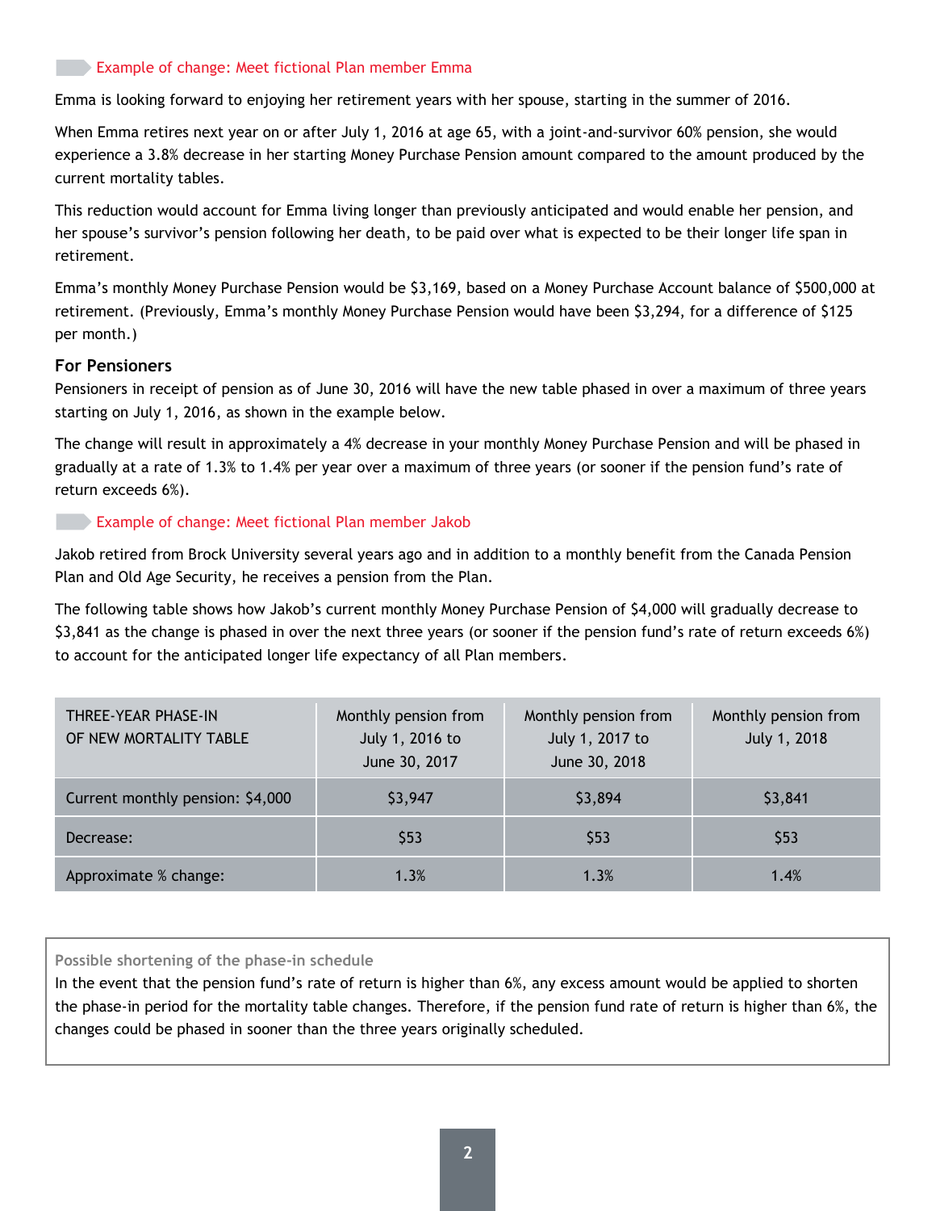### Example of change: Meet fictional Plan member Emma

Emma is looking forward to enjoying her retirement years with her spouse, starting in the summer of 2016.

When Emma retires next year on or after July 1, 2016 at age 65, with a joint-and-survivor 60% pension, she would experience a 3.8% decrease in her starting Money Purchase Pension amount compared to the amount produced by the current mortality tables.

This reduction would account for Emma living longer than previously anticipated and would enable her pension, and her spouse's survivor's pension following her death, to be paid over what is expected to be their longer life span in retirement.

Emma's monthly Money Purchase Pension would be $3,169, based on a Money Purchase Account balance of $500,000 at retirement. (Previously, Emma's monthly Money Purchase Pension would have been $3,294, for a difference of $125 per month.)

## For Pensioners

Pensioners in receipt of pension as of June 30, 2016 will have the new table phased in over a maximum of three years starting on July 1, 2016, as shown in the example below.

The change will result in approximately a 4% decrease in your monthly Money Purchase Pension and will be phased in gradually at a rate of 1.3% to 1.4% per year over a maximum of three years (or sooner if the pension fund's rate of return exceeds 6%).

### Example of change: Meet fictional Plan member Jakob

Jakob retired from Brock University several years ago and in addition to a monthly benefit from the Canada Pension Plan and Old Age Security, he receives a pension from the Plan.

The following table shows how Jakob's current monthly Money Purchase Pension of $4,000 will gradually decrease to $3,841 as the change is phased in over the next three years (or sooner if the pension fund's rate of return exceeds 6%) to account for the anticipated longer life expectancy of all Plan members.

| THREE-YEAR PHASE-IN OF NEW MORTALITY TABLE | Monthly pension from July 1, 2016 to June 30, 2017 | Monthly pension from July 1, 2017 to June 30, 2018 | Monthly pension from July 1, 2018 |
|---|---|---|---|
| Current monthly pension: $4,000 | $3,947 | $3,894 | $3,841 |
| Decrease: | $53 | $53 | $53 |
| Approximate % change: | 1.3% | 1.3% | 1.4% |

**Possible shortening of the phase-in schedule**

In the event that the pension fund's rate of return is higher than 6%, any excess amount would be applied to shorten the phase-in period for the mortality table changes. Therefore, if the pension fund rate of return is higher than 6%, the changes could be phased in sooner than the three years originally scheduled.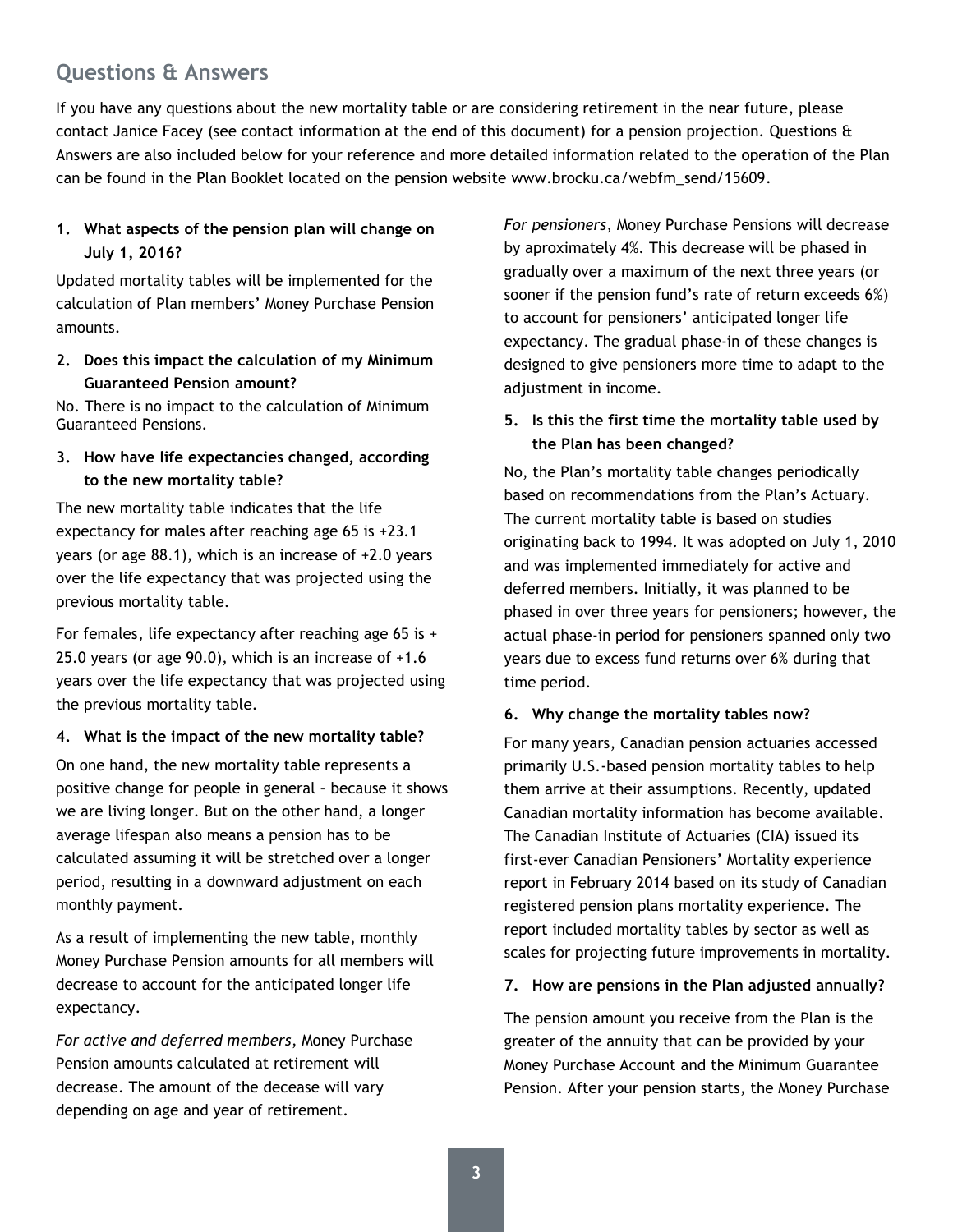## Questions & Answers

If you have any questions about the new mortality table or are considering retirement in the near future, please contact Janice Facey (see contact information at the end of this document) for a pension projection. Questions & Answers are also included below for your reference and more detailed information related to the operation of the Plan can be found in the Plan Booklet located on the pension website www.brocku.ca/webfm_send/15609.

1. **What aspects of the pension plan will change on July 1, 2016?**

Updated mortality tables will be implemented for the calculation of Plan members' Money Purchase Pension amounts.

2. **Does this impact the calculation of my Minimum Guaranteed Pension amount?**

No. There is no impact to the calculation of Minimum Guaranteed Pensions.

3. **How have life expectancies changed, according to the new mortality table?**

The new mortality table indicates that the life expectancy for males after reaching age 65 is +23.1 years (or age 88.1), which is an increase of +2.0 years over the life expectancy that was projected using the previous mortality table.

For females, life expectancy after reaching age 65 is + 25.0 years (or age 90.0), which is an increase of +1.6 years over the life expectancy that was projected using the previous mortality table.

4. **What is the impact of the new mortality table?**

On one hand, the new mortality table represents a positive change for people in general – because it shows we are living longer. But on the other hand, a longer average lifespan also means a pension has to be calculated assuming it will be stretched over a longer period, resulting in a downward adjustment on each monthly payment.

As a result of implementing the new table, monthly Money Purchase Pension amounts for all members will decrease to account for the anticipated longer life expectancy.

*For active and deferred members*, Money Purchase Pension amounts calculated at retirement will decrease. The amount of the decease will vary depending on age and year of retirement.

*For pensioners*, Money Purchase Pensions will decrease by aproximately 4%. This decrease will be phased in gradually over a maximum of the next three years (or sooner if the pension fund's rate of return exceeds 6%) to account for pensioners' anticipated longer life expectancy. The gradual phase-in of these changes is designed to give pensioners more time to adapt to the adjustment in income.

5. **Is this the first time the mortality table used by the Plan has been changed?**

No, the Plan's mortality table changes periodically based on recommendations from the Plan's Actuary. The current mortality table is based on studies originating back to 1994. It was adopted on July 1, 2010 and was implemented immediately for active and deferred members. Initially, it was planned to be phased in over three years for pensioners; however, the actual phase-in period for pensioners spanned only two years due to excess fund returns over 6% during that time period.

6. **Why change the mortality tables now?**

For many years, Canadian pension actuaries accessed primarily U.S.-based pension mortality tables to help them arrive at their assumptions. Recently, updated Canadian mortality information has become available. The Canadian Institute of Actuaries (CIA) issued its first-ever Canadian Pensioners' Mortality experience report in February 2014 based on its study of Canadian registered pension plans mortality experience. The report included mortality tables by sector as well as scales for projecting future improvements in mortality.

7. **How are pensions in the Plan adjusted annually?**

The pension amount you receive from the Plan is the greater of the annuity that can be provided by your Money Purchase Account and the Minimum Guarantee Pension. After your pension starts, the Money Purchase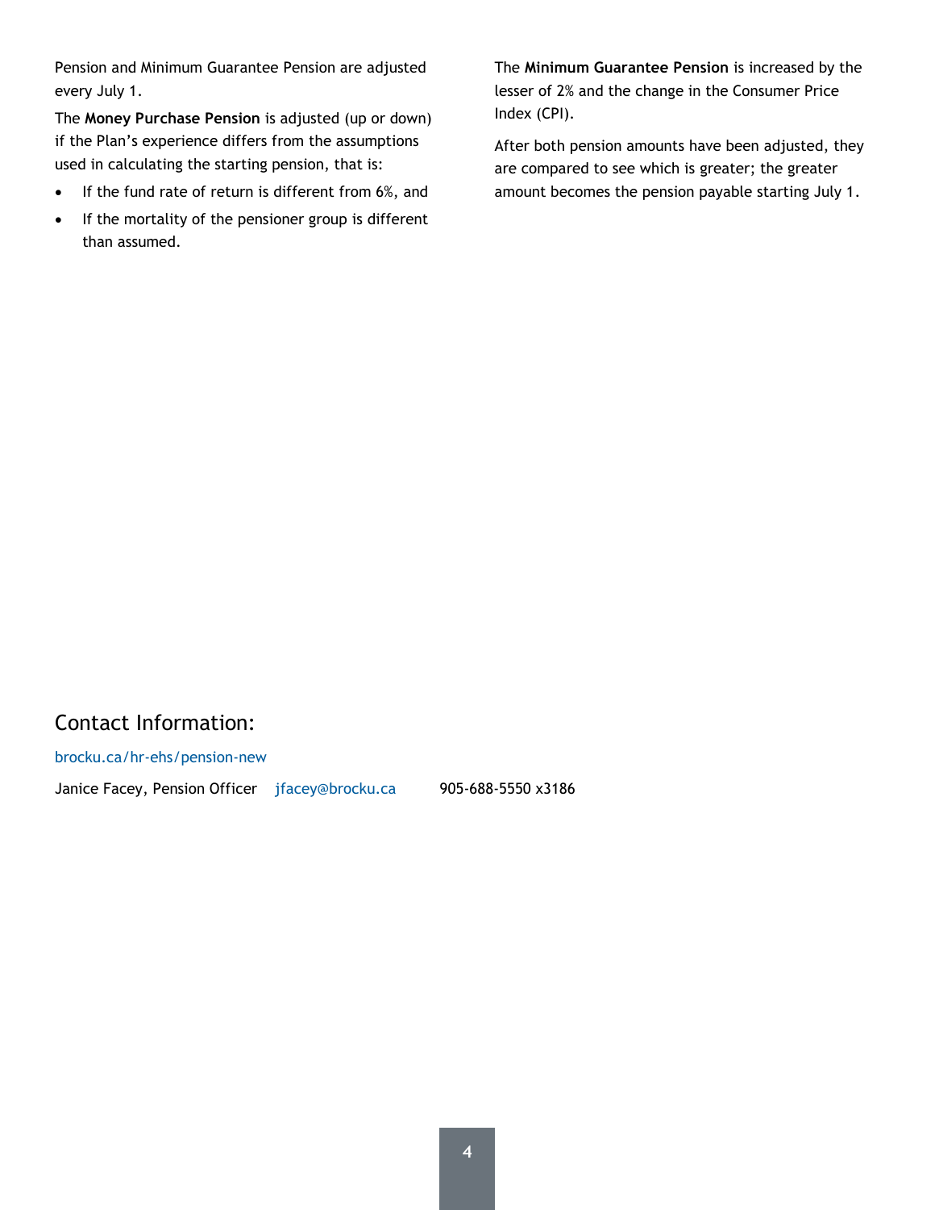Pension and Minimum Guarantee Pension are adjusted every July 1.

The **Money Purchase Pension** is adjusted (up or down) if the Plan's experience differs from the assumptions used in calculating the starting pension, that is:

- If the fund rate of return is different from 6%, and
- If the mortality of the pensioner group is different than assumed.

The **Minimum Guarantee Pension** is increased by the lesser of 2% and the change in the Consumer Price Index (CPI).

After both pension amounts have been adjusted, they are compared to see which is greater; the greater amount becomes the pension payable starting July 1.

## Contact Information:

brocku.ca/hr-ehs/pension-new

Janice Facey, Pension Officer jfacey@brocku.ca 905-688-5550 x3186